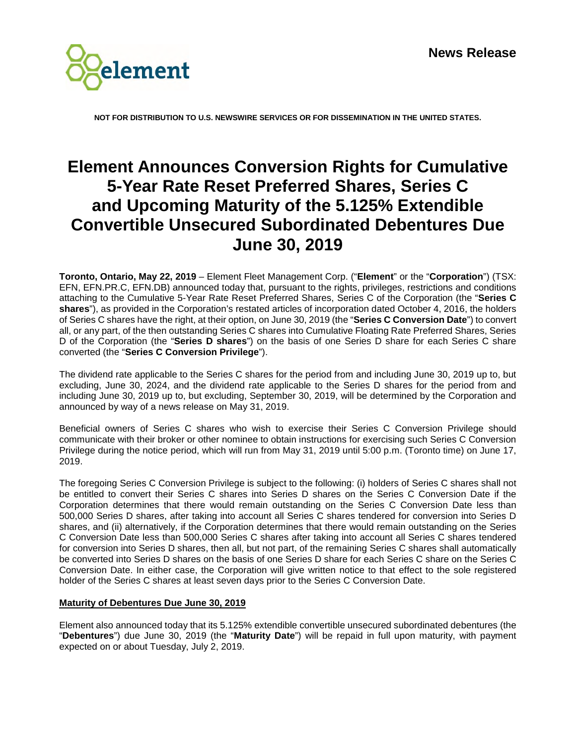**News Release**

**NOT FOR DISTRIBUTION TO U.S. NEWSWIRE SERVICES OR FOR DISSEMINATION IN THE UNITED STATES.**

# Element Announces Conversion Rights for Cumulative 5-Year Rate Reset Preferred Shares, Series C and Upcoming Maturity of the 5.125% Extendible Convertible Unsecured Subordinated Debentures Due June 30, 2019

**Toronto, Ontario, May 22, 2019** – Element Fleet Management Corp. ("**Element**" or the "**Corporation**") (TSX: EFN, EFN.PR.C, EFN.DB) announced today that, pursuant to the rights, privileges, restrictions and conditions attaching to the Cumulative 5-Year Rate Reset Preferred Shares, Series C of the Corporation (the "**Series C shares**"), as provided in the Corporation's restated articles of incorporation dated October 4, 2016, the holders of Series C shares have the right, at their option, on June 30, 2019 (the "**Series C Conversion Date**") to convert all, or any part, of the then outstanding Series C shares into Cumulative Floating Rate Preferred Shares, Series D of the Corporation (the "**Series D shares**") on the basis of one Series D share for each Series C share converted (the "**Series C Conversion Privilege**").

The dividend rate applicable to the Series C shares for the period from and including June 30, 2019 up to, but excluding, June 30, 2024, and the dividend rate applicable to the Series D shares for the period from and including June 30, 2019 up to, but excluding, September 30, 2019, will be determined by the Corporation and announced by way of a news release on May 31, 2019.

Beneficial owners of Series C shares who wish to exercise their Series C Conversion Privilege should communicate with their broker or other nominee to obtain instructions for exercising such Series C Conversion Privilege during the notice period, which will run from May 31, 2019 until 5:00 p.m. (Toronto time) on June 17, 2019.

The foregoing Series C Conversion Privilege is subject to the following: (i) holders of Series C shares shall not be entitled to convert their Series C shares into Series D shares on the Series C Conversion Date if the Corporation determines that there would remain outstanding on the Series C Conversion Date less than 500,000 Series D shares, after taking into account all Series C shares tendered for conversion into Series D shares, and (ii) alternatively, if the Corporation determines that there would remain outstanding on the Series C Conversion Date less than 500,000 Series C shares after taking into account all Series C shares tendered for conversion into Series D shares, then all, but not part, of the remaining Series C shares shall automatically be converted into Series D shares on the basis of one Series D share for each Series C share on the Series C Conversion Date. In either case, the Corporation will give written notice to that effect to the sole registered holder of the Series C shares at least seven days prior to the Series C Conversion Date.

**Maturity of Debentures Due June 30, 2019**

Element also announced today that its 5.125% extendible convertible unsecured subordinated debentures (the "**Debentures**") due June 30, 2019 (the "**Maturity Date**") will be repaid in full upon maturity, with payment expected on or about Tuesday, July 2, 2019.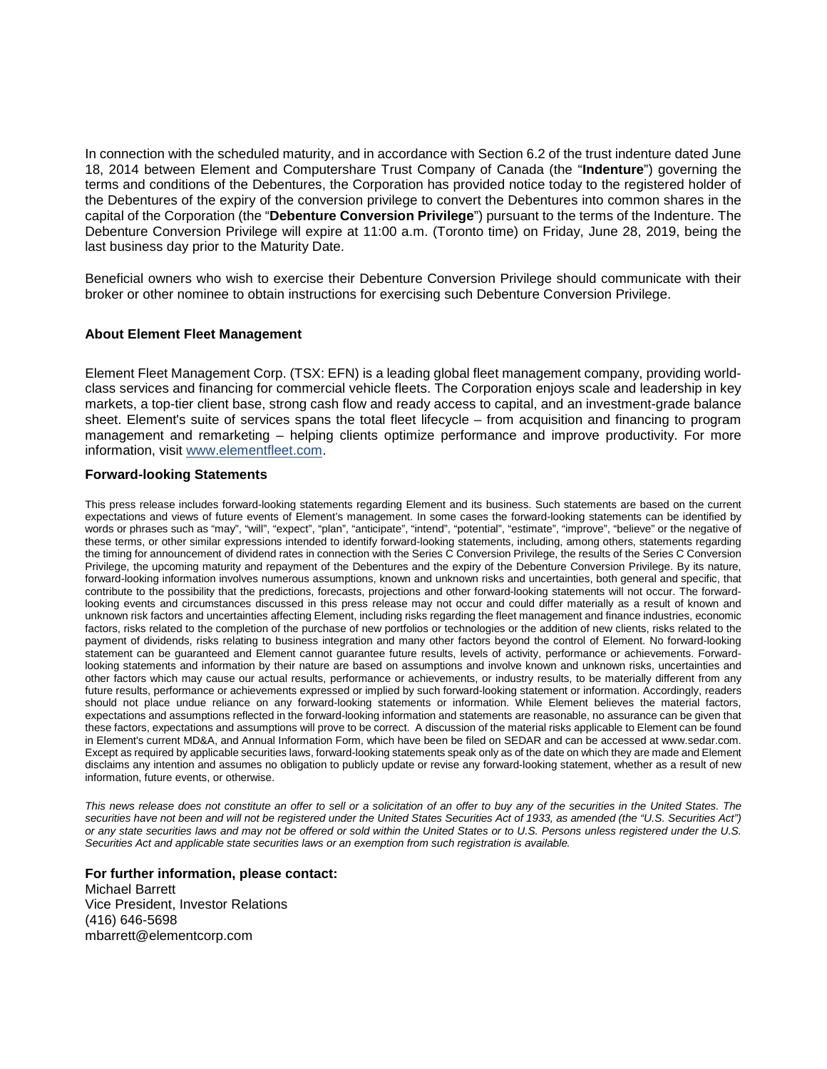In connection with the scheduled maturity, and in accordance with Section 6.2 of the trust indenture dated June 18, 2014 between Element and Computershare Trust Company of Canada (the "**Indenture**") governing the terms and conditions of the Debentures, the Corporation has provided notice today to the registered holder of the Debentures of the expiry of the conversion privilege to convert the Debentures into common shares in the capital of the Corporation (the "**Debenture Conversion Privilege**") pursuant to the terms of the Indenture. The Debenture Conversion Privilege will expire at 11:00 a.m. (Toronto time) on Friday, June 28, 2019, being the last business day prior to the Maturity Date.

Beneficial owners who wish to exercise their Debenture Conversion Privilege should communicate with their broker or other nominee to obtain instructions for exercising such Debenture Conversion Privilege.

### About Element Fleet Management

Element Fleet Management Corp. (TSX: EFN) is a leading global fleet management company, providing world-class services and financing for commercial vehicle fleets. The Corporation enjoys scale and leadership in key markets, a top-tier client base, strong cash flow and ready access to capital, and an investment-grade balance sheet. Element's suite of services spans the total fleet lifecycle – from acquisition and financing to program management and remarketing – helping clients optimize performance and improve productivity. For more information, visit [www.elementfleet.com](http://www.elementfleet.com).

### Forward-looking Statements

This press release includes forward-looking statements regarding Element and its business. Such statements are based on the current expectations and views of future events of Element's management. In some cases the forward-looking statements can be identified by words or phrases such as "may", "will", "expect", "plan", "anticipate", "intend", "potential", "estimate", "improve", "believe" or the negative of these terms, or other similar expressions intended to identify forward-looking statements, including, among others, statements regarding the timing for announcement of dividend rates in connection with the Series C Conversion Privilege, the results of the Series C Conversion Privilege, the upcoming maturity and repayment of the Debentures and the expiry of the Debenture Conversion Privilege. By its nature, forward-looking information involves numerous assumptions, known and unknown risks and uncertainties, both general and specific, that contribute to the possibility that the predictions, forecasts, projections and other forward-looking statements will not occur. The forward-looking events and circumstances discussed in this press release may not occur and could differ materially as a result of known and unknown risk factors and uncertainties affecting Element, including risks regarding the fleet management and finance industries, economic factors, risks related to the completion of the purchase of new portfolios or technologies or the addition of new clients, risks related to the payment of dividends, risks relating to business integration and many other factors beyond the control of Element. No forward-looking statement can be guaranteed and Element cannot guarantee future results, levels of activity, performance or achievements. Forward-looking statements and information by their nature are based on assumptions and involve known and unknown risks, uncertainties and other factors which may cause our actual results, performance or achievements, or industry results, to be materially different from any future results, performance or achievements expressed or implied by such forward-looking statement or information. Accordingly, readers should not place undue reliance on any forward-looking statements or information. While Element believes the material factors, expectations and assumptions reflected in the forward-looking information and statements are reasonable, no assurance can be given that these factors, expectations and assumptions will prove to be correct. A discussion of the material risks applicable to Element can be found in Element's current MD&A, and Annual Information Form, which have been be filed on SEDAR and can be accessed at www.sedar.com. Except as required by applicable securities laws, forward-looking statements speak only as of the date on which they are made and Element disclaims any intention and assumes no obligation to publicly update or revise any forward-looking statement, whether as a result of new information, future events, or otherwise.

*This news release does not constitute an offer to sell or a solicitation of an offer to buy any of the securities in the United States. The securities have not been and will not be registered under the United States Securities Act of 1933, as amended (the "U.S. Securities Act") or any state securities laws and may not be offered or sold within the United States or to U.S. Persons unless registered under the U.S. Securities Act and applicable state securities laws or an exemption from such registration is available.*

**For further information, please contact:**
Michael Barrett
Vice President, Investor Relations
(416) 646-5698
mbarrett@elementcorp.com